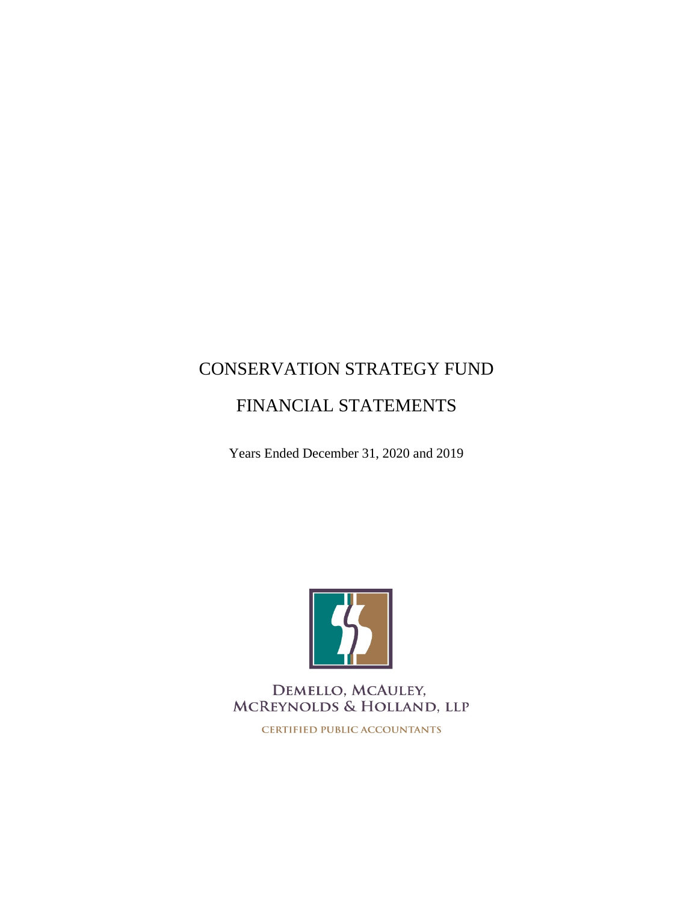# CONSERVATION STRATEGY FUND

## FINANCIAL STATEMENTS

Years Ended December 31, 2020 and 2019

DEMELLO, MCAULEY, MCREYNOLDS & HOLLAND, LLP

CERTIFIED PUBLIC ACCOUNTANTS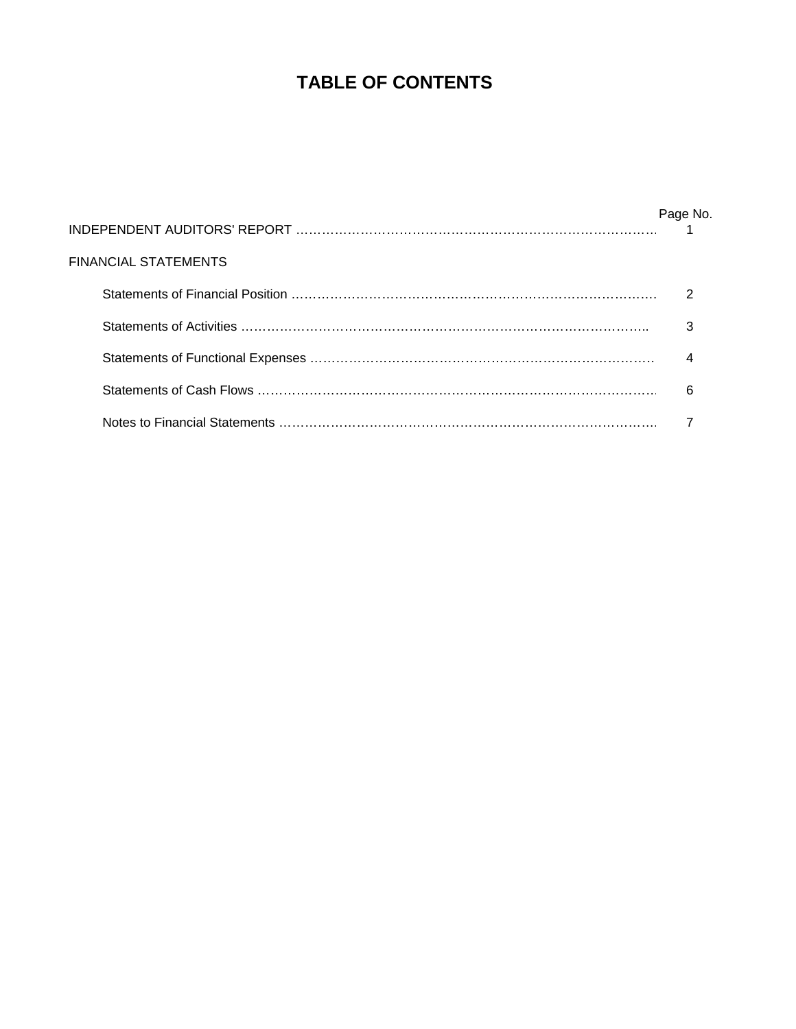# TABLE OF CONTENTS

| | Page No. |
|---|---|
| INDEPENDENT AUDITORS' REPORT | 1 |
| FINANCIAL STATEMENTS | |
| Statements of Financial Position | 2 |
| Statements of Activities | 3 |
| Statements of Functional Expenses | 4 |
| Statements of Cash Flows | 6 |
| Notes to Financial Statements | 7 |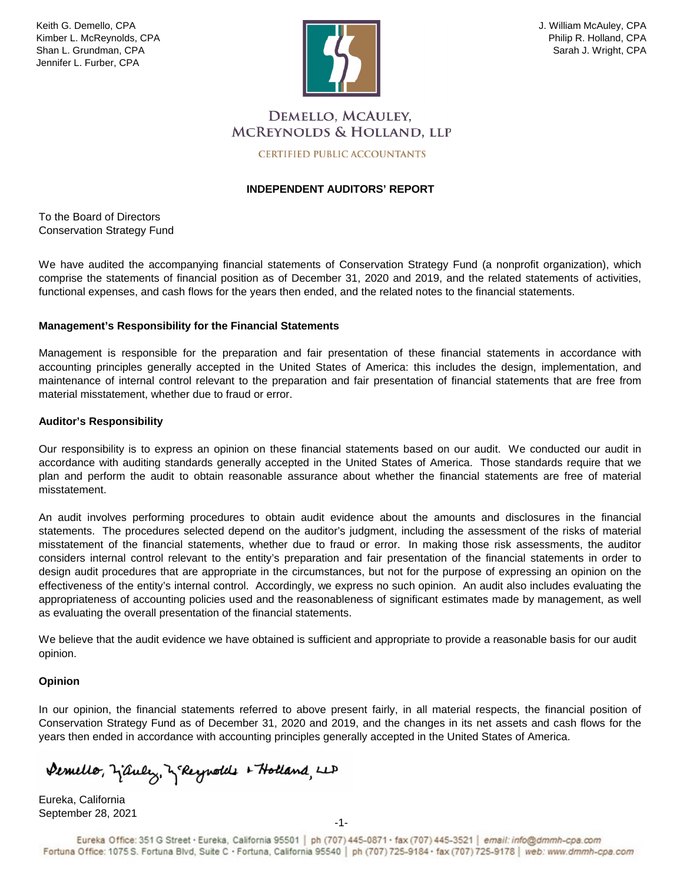Keith G. Demello, CPA
Kimber L. McReynolds, CPA
Shan L. Grundman, CPA
Jennifer L. Furber, CPA

J. William McAuley, CPA
Philip R. Holland, CPA
Sarah J. Wright, CPA

**DEMELLO, MCAULEY, MCREYNOLDS & HOLLAND, LLP**

CERTIFIED PUBLIC ACCOUNTANTS

## INDEPENDENT AUDITORS' REPORT

To the Board of Directors
Conservation Strategy Fund

We have audited the accompanying financial statements of Conservation Strategy Fund (a nonprofit organization), which comprise the statements of financial position as of December 31, 2020 and 2019, and the related statements of activities, functional expenses, and cash flows for the years then ended, and the related notes to the financial statements.

### Management's Responsibility for the Financial Statements

Management is responsible for the preparation and fair presentation of these financial statements in accordance with accounting principles generally accepted in the United States of America: this includes the design, implementation, and maintenance of internal control relevant to the preparation and fair presentation of financial statements that are free from material misstatement, whether due to fraud or error.

### Auditor's Responsibility

Our responsibility is to express an opinion on these financial statements based on our audit. We conducted our audit in accordance with auditing standards generally accepted in the United States of America. Those standards require that we plan and perform the audit to obtain reasonable assurance about whether the financial statements are free of material misstatement.

An audit involves performing procedures to obtain audit evidence about the amounts and disclosures in the financial statements. The procedures selected depend on the auditor's judgment, including the assessment of the risks of material misstatement of the financial statements, whether due to fraud or error. In making those risk assessments, the auditor considers internal control relevant to the entity's preparation and fair presentation of the financial statements in order to design audit procedures that are appropriate in the circumstances, but not for the purpose of expressing an opinion on the effectiveness of the entity's internal control. Accordingly, we express no such opinion. An audit also includes evaluating the appropriateness of accounting policies used and the reasonableness of significant estimates made by management, as well as evaluating the overall presentation of the financial statements.

We believe that the audit evidence we have obtained is sufficient and appropriate to provide a reasonable basis for our audit opinion.

### Opinion

In our opinion, the financial statements referred to above present fairly, in all material respects, the financial position of Conservation Strategy Fund as of December 31, 2020 and 2019, and the changes in its net assets and cash flows for the years then ended in accordance with accounting principles generally accepted in the United States of America.

Demello, McAuley, McReynolds & Holland, LLP

Eureka, California
September 28, 2021

Eureka Office: 351 G Street · Eureka, California 95501 | ph (707) 445-0871 · fax (707) 445-3521 | email: info@dmmh-cpa.com
Fortuna Office: 1075 S. Fortuna Blvd, Suite C · Fortuna, California 95540 | ph (707) 725-9184 · fax (707) 725-9178 | web: www.dmmh-cpa.com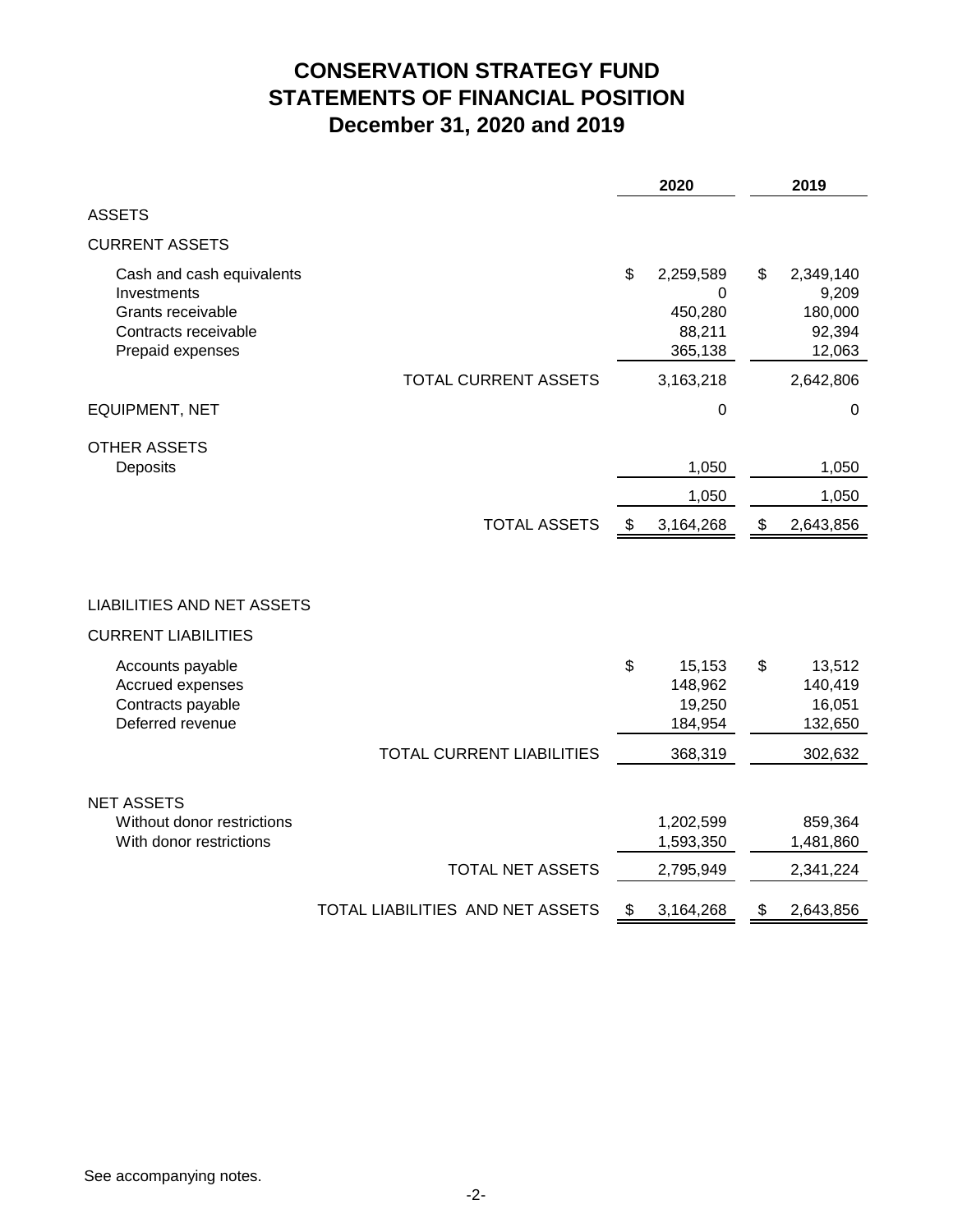# CONSERVATION STRATEGY FUND
# STATEMENTS OF FINANCIAL POSITION
## December 31, 2020 and 2019

| | 2020 | 2019 |
|---|---|---|
| **ASSETS** | | |
| **CURRENT ASSETS** | | |
| Cash and cash equivalents | $ 2,259,589 | $ 2,349,140 |
| Investments | 0 | 9,209 |
| Grants receivable | 450,280 | 180,000 |
| Contracts receivable | 88,211 | 92,394 |
| Prepaid expenses | 365,138 | 12,063 |
| TOTAL CURRENT ASSETS | 3,163,218 | 2,642,806 |
| EQUIPMENT, NET | 0 | 0 |
| OTHER ASSETS | | |
| Deposits | 1,050 | 1,050 |
| | 1,050 | 1,050 |
| TOTAL ASSETS | $ 3,164,268 | $ 2,643,856 |
| | | |
| **LIABILITIES AND NET ASSETS** | | |
| **CURRENT LIABILITIES** | | |
| Accounts payable | $ 15,153 | $ 13,512 |
| Accrued expenses | 148,962 | 140,419 |
| Contracts payable | 19,250 | 16,051 |
| Deferred revenue | 184,954 | 132,650 |
| TOTAL CURRENT LIABILITIES | 368,319 | 302,632 |
| **NET ASSETS** | | |
| Without donor restrictions | 1,202,599 | 859,364 |
| With donor restrictions | 1,593,350 | 1,481,860 |
| TOTAL NET ASSETS | 2,795,949 | 2,341,224 |
| TOTAL LIABILITIES AND NET ASSETS | $ 3,164,268 | $ 2,643,856 |

See accompanying notes.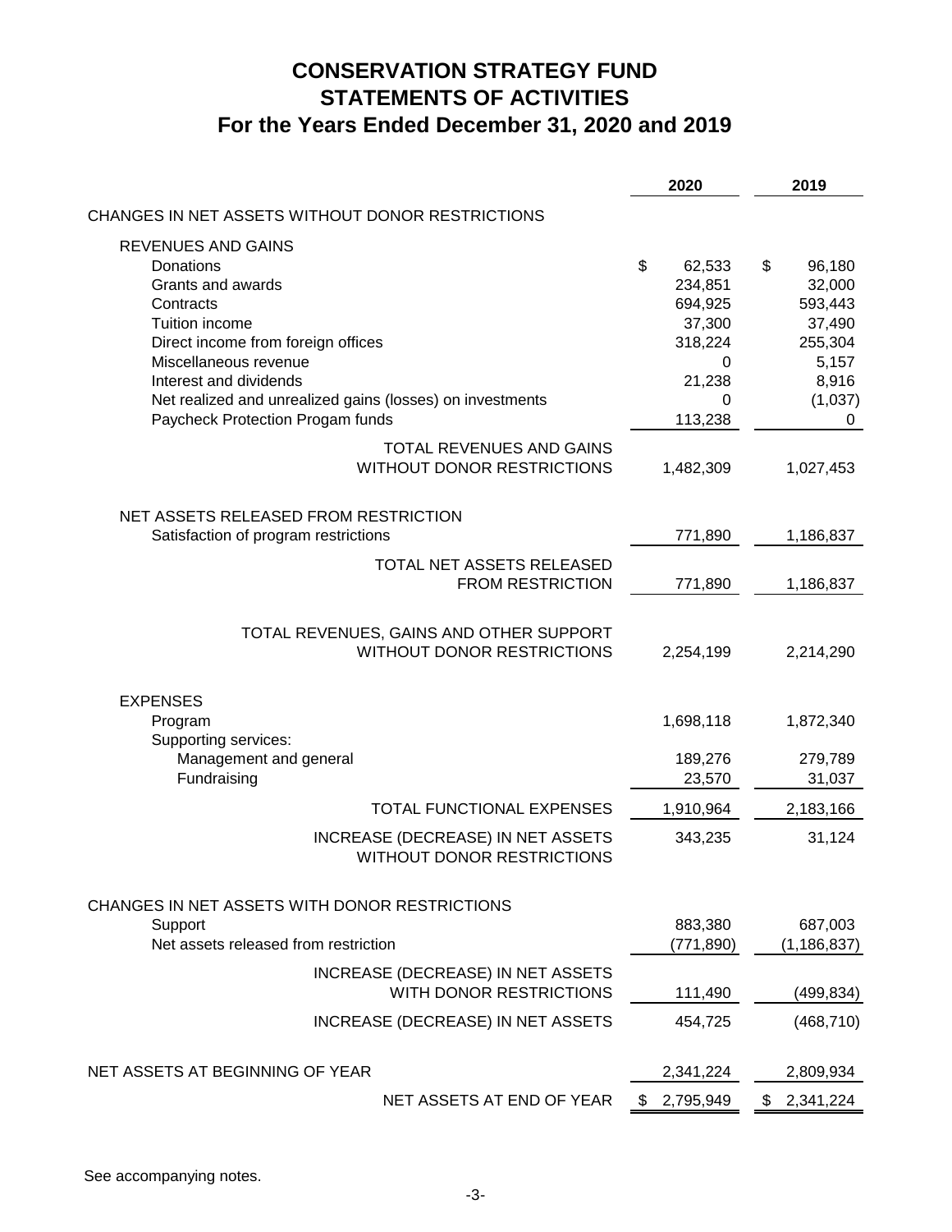# CONSERVATION STRATEGY FUND
# STATEMENTS OF ACTIVITIES
# For the Years Ended December 31, 2020 and 2019

| | 2020 | 2019 |
|---|---|---|
| CHANGES IN NET ASSETS WITHOUT DONOR RESTRICTIONS | | |
| REVENUES AND GAINS | | |
| Donations | $ 62,533 | $ 96,180 |
| Grants and awards | 234,851 | 32,000 |
| Contracts | 694,925 | 593,443 |
| Tuition income | 37,300 | 37,490 |
| Direct income from foreign offices | 318,224 | 255,304 |
| Miscellaneous revenue | 0 | 5,157 |
| Interest and dividends | 21,238 | 8,916 |
| Net realized and unrealized gains (losses) on investments | 0 | (1,037) |
| Paycheck Protection Progam funds | 113,238 | 0 |
| TOTAL REVENUES AND GAINS WITHOUT DONOR RESTRICTIONS | 1,482,309 | 1,027,453 |
| NET ASSETS RELEASED FROM RESTRICTION | | |
| Satisfaction of program restrictions | 771,890 | 1,186,837 |
| TOTAL NET ASSETS RELEASED FROM RESTRICTION | 771,890 | 1,186,837 |
| TOTAL REVENUES, GAINS AND OTHER SUPPORT WITHOUT DONOR RESTRICTIONS | 2,254,199 | 2,214,290 |
| EXPENSES | | |
| Program | 1,698,118 | 1,872,340 |
| Supporting services: | | |
| Management and general | 189,276 | 279,789 |
| Fundraising | 23,570 | 31,037 |
| TOTAL FUNCTIONAL EXPENSES | 1,910,964 | 2,183,166 |
| INCREASE (DECREASE) IN NET ASSETS WITHOUT DONOR RESTRICTIONS | 343,235 | 31,124 |
| CHANGES IN NET ASSETS WITH DONOR RESTRICTIONS | | |
| Support | 883,380 | 687,003 |
| Net assets released from restriction | (771,890) | (1,186,837) |
| INCREASE (DECREASE) IN NET ASSETS WITH DONOR RESTRICTIONS | 111,490 | (499,834) |
| INCREASE (DECREASE) IN NET ASSETS | 454,725 | (468,710) |
| NET ASSETS AT BEGINNING OF YEAR | 2,341,224 | 2,809,934 |
| NET ASSETS AT END OF YEAR | $ 2,795,949 | $ 2,341,224 |

See accompanying notes.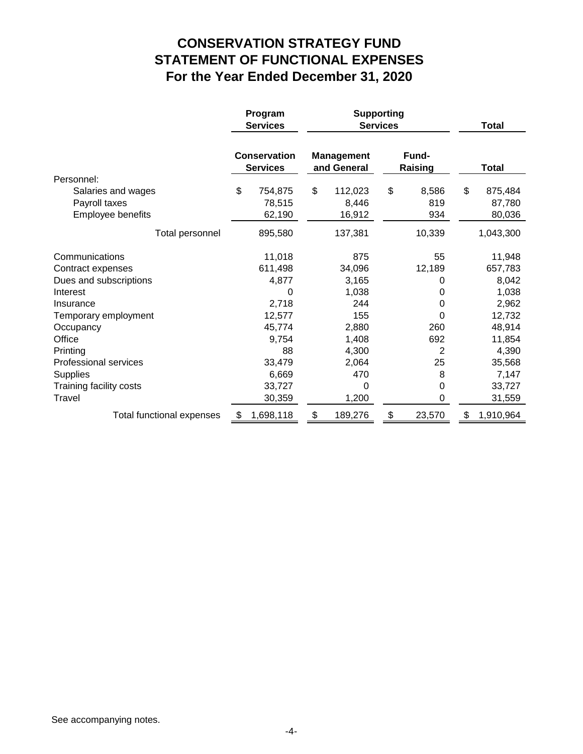# CONSERVATION STRATEGY FUND
# STATEMENT OF FUNCTIONAL EXPENSES
# For the Year Ended December 31, 2020

| | Program Services | Supporting Services | | Total |
|---|---|---|---|---|
| | Conservation Services | Management and General | Fund-Raising | Total |
| Personnel: | | | | |
| Salaries and wages | $ 754,875 | $ 112,023 | $ 8,586 | $ 875,484 |
| Payroll taxes | 78,515 | 8,446 | 819 | 87,780 |
| Employee benefits | 62,190 | 16,912 | 934 | 80,036 |
| Total personnel | 895,580 | 137,381 | 10,339 | 1,043,300 |
| Communications | 11,018 | 875 | 55 | 11,948 |
| Contract expenses | 611,498 | 34,096 | 12,189 | 657,783 |
| Dues and subscriptions | 4,877 | 3,165 | 0 | 8,042 |
| Interest | 0 | 1,038 | 0 | 1,038 |
| Insurance | 2,718 | 244 | 0 | 2,962 |
| Temporary employment | 12,577 | 155 | 0 | 12,732 |
| Occupancy | 45,774 | 2,880 | 260 | 48,914 |
| Office | 9,754 | 1,408 | 692 | 11,854 |
| Printing | 88 | 4,300 | 2 | 4,390 |
| Professional services | 33,479 | 2,064 | 25 | 35,568 |
| Supplies | 6,669 | 470 | 8 | 7,147 |
| Training facility costs | 33,727 | 0 | 0 | 33,727 |
| Travel | 30,359 | 1,200 | 0 | 31,559 |
| Total functional expenses | $ 1,698,118 | $ 189,276 | $ 23,570 | $ 1,910,964 |

See accompanying notes.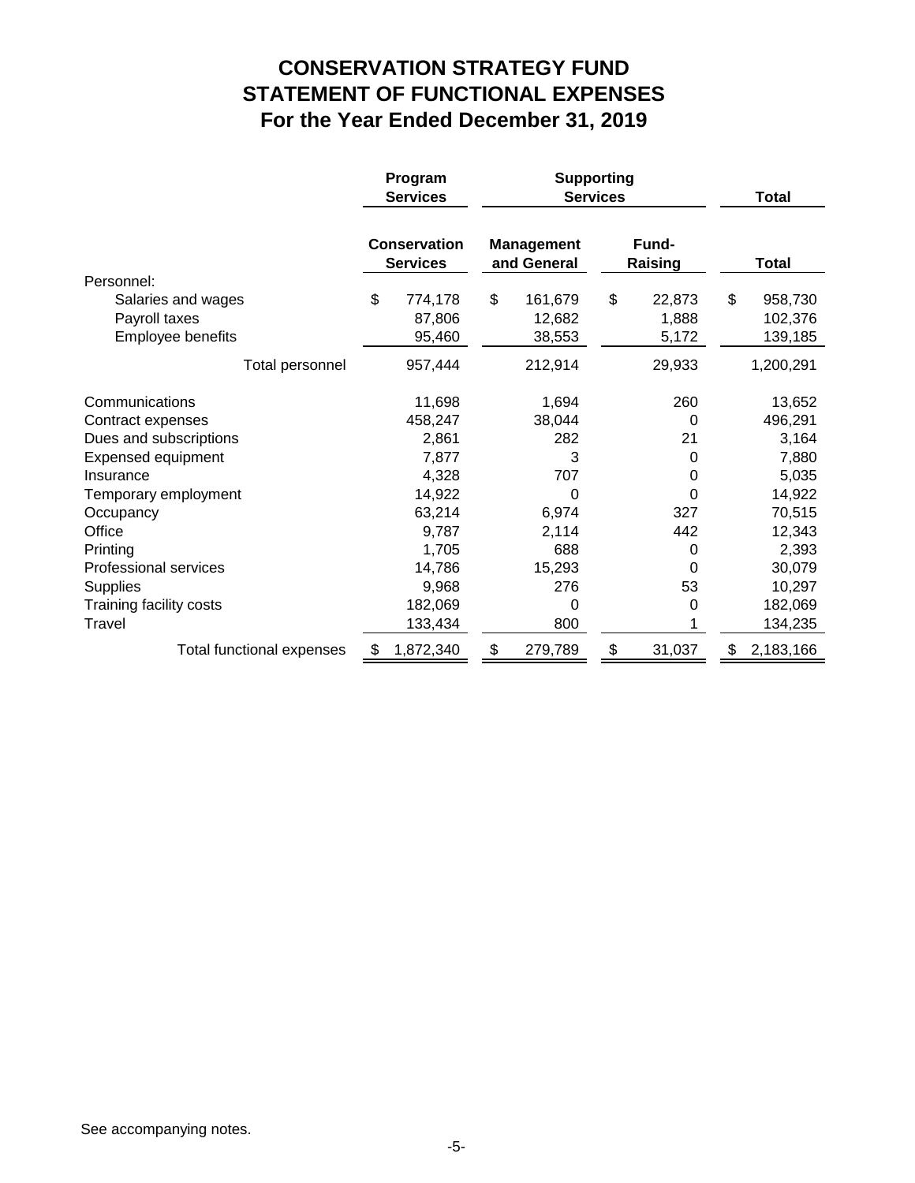# CONSERVATION STRATEGY FUND
# STATEMENT OF FUNCTIONAL EXPENSES
# For the Year Ended December 31, 2019

| | Program Services | Supporting Services | | Total |
|---|---|---|---|---|
| | **Conservation Services** | **Management and General** | **Fund-Raising** | **Total** |
| Personnel: | | | | |
| Salaries and wages | $ 774,178 | $ 161,679 | $ 22,873 | $ 958,730 |
| Payroll taxes | 87,806 | 12,682 | 1,888 | 102,376 |
| Employee benefits | 95,460 | 38,553 | 5,172 | 139,185 |
| Total personnel | 957,444 | 212,914 | 29,933 | 1,200,291 |
| Communications | 11,698 | 1,694 | 260 | 13,652 |
| Contract expenses | 458,247 | 38,044 | 0 | 496,291 |
| Dues and subscriptions | 2,861 | 282 | 21 | 3,164 |
| Expensed equipment | 7,877 | 3 | 0 | 7,880 |
| Insurance | 4,328 | 707 | 0 | 5,035 |
| Temporary employment | 14,922 | 0 | 0 | 14,922 |
| Occupancy | 63,214 | 6,974 | 327 | 70,515 |
| Office | 9,787 | 2,114 | 442 | 12,343 |
| Printing | 1,705 | 688 | 0 | 2,393 |
| Professional services | 14,786 | 15,293 | 0 | 30,079 |
| Supplies | 9,968 | 276 | 53 | 10,297 |
| Training facility costs | 182,069 | 0 | 0 | 182,069 |
| Travel | 133,434 | 800 | 1 | 134,235 |
| Total functional expenses | $ 1,872,340 | $ 279,789 | $ 31,037 | $ 2,183,166 |

See accompanying notes.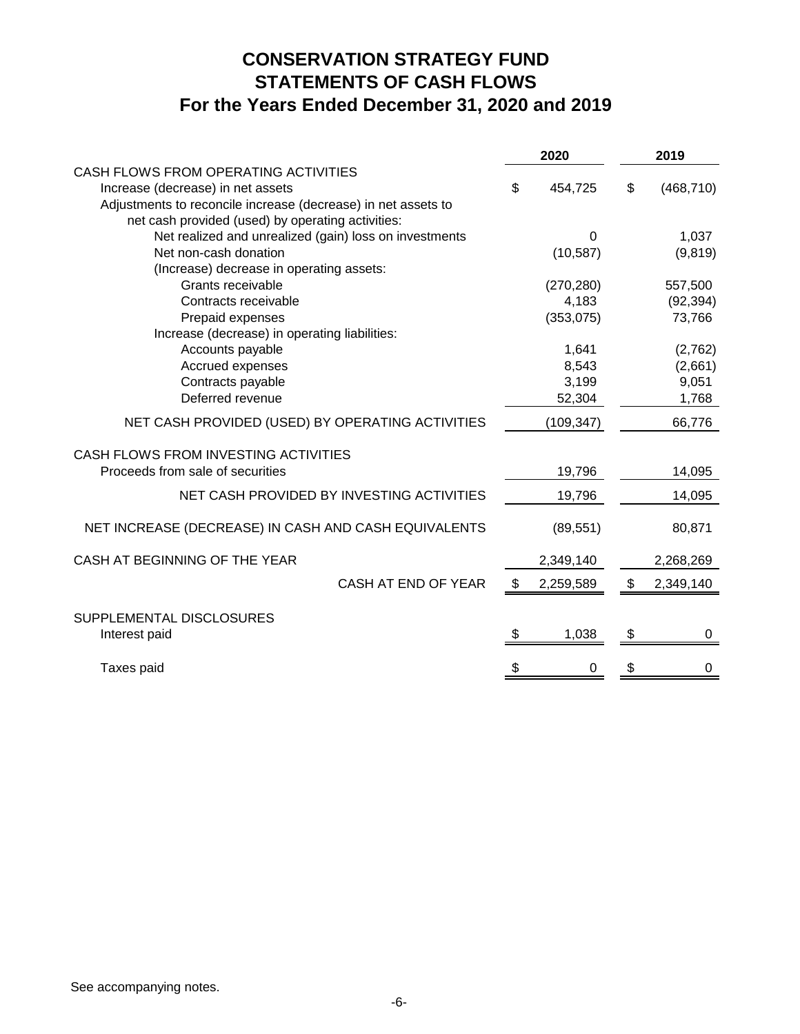# CONSERVATION STRATEGY FUND
# STATEMENTS OF CASH FLOWS
# For the Years Ended December 31, 2020 and 2019

| | 2020 | 2019 |
|---|---|---|
| CASH FLOWS FROM OPERATING ACTIVITIES | | |
| Increase (decrease) in net assets | $ 454,725 | $ (468,710) |
| Adjustments to reconcile increase (decrease) in net assets to net cash provided (used) by operating activities: | | |
| Net realized and unrealized (gain) loss on investments | 0 | 1,037 |
| Net non-cash donation | (10,587) | (9,819) |
| (Increase) decrease in operating assets: | | |
| Grants receivable | (270,280) | 557,500 |
| Contracts receivable | 4,183 | (92,394) |
| Prepaid expenses | (353,075) | 73,766 |
| Increase (decrease) in operating liabilities: | | |
| Accounts payable | 1,641 | (2,762) |
| Accrued expenses | 8,543 | (2,661) |
| Contracts payable | 3,199 | 9,051 |
| Deferred revenue | 52,304 | 1,768 |
| NET CASH PROVIDED (USED) BY OPERATING ACTIVITIES | (109,347) | 66,776 |
| CASH FLOWS FROM INVESTING ACTIVITIES | | |
| Proceeds from sale of securities | 19,796 | 14,095 |
| NET CASH PROVIDED BY INVESTING ACTIVITIES | 19,796 | 14,095 |
| NET INCREASE (DECREASE) IN CASH AND CASH EQUIVALENTS | (89,551) | 80,871 |
| CASH AT BEGINNING OF THE YEAR | 2,349,140 | 2,268,269 |
| CASH AT END OF YEAR | $ 2,259,589 | $ 2,349,140 |
| SUPPLEMENTAL DISCLOSURES | | |
| Interest paid | $ 1,038 | $ 0 |
| Taxes paid | $ 0 | $ 0 |

See accompanying notes.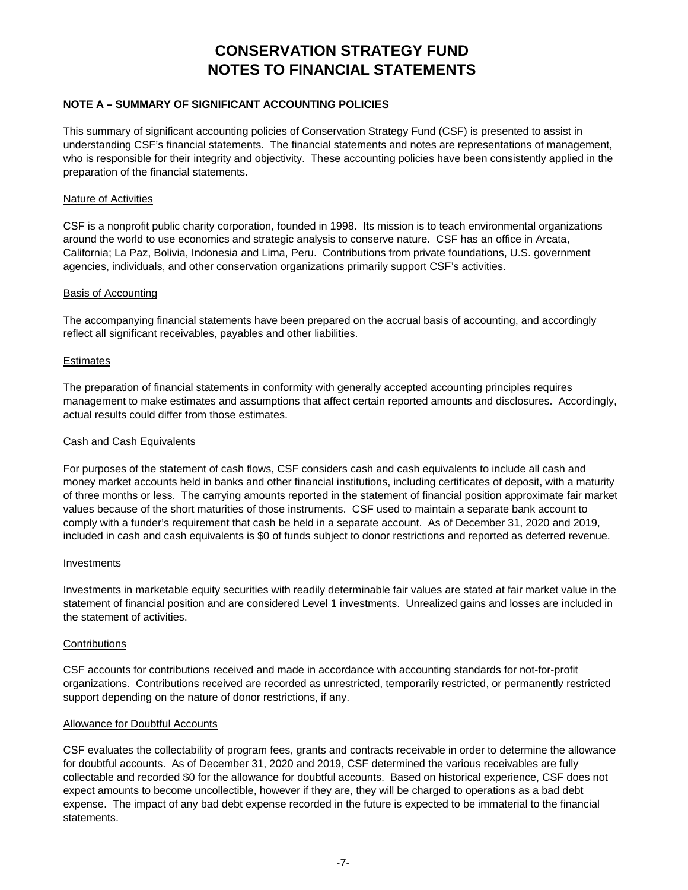# CONSERVATION STRATEGY FUND
# NOTES TO FINANCIAL STATEMENTS

## NOTE A – SUMMARY OF SIGNIFICANT ACCOUNTING POLICIES

This summary of significant accounting policies of Conservation Strategy Fund (CSF) is presented to assist in understanding CSF's financial statements. The financial statements and notes are representations of management, who is responsible for their integrity and objectivity. These accounting policies have been consistently applied in the preparation of the financial statements.

### Nature of Activities

CSF is a nonprofit public charity corporation, founded in 1998. Its mission is to teach environmental organizations around the world to use economics and strategic analysis to conserve nature. CSF has an office in Arcata, California; La Paz, Bolivia, Indonesia and Lima, Peru. Contributions from private foundations, U.S. government agencies, individuals, and other conservation organizations primarily support CSF's activities.

### Basis of Accounting

The accompanying financial statements have been prepared on the accrual basis of accounting, and accordingly reflect all significant receivables, payables and other liabilities.

### Estimates

The preparation of financial statements in conformity with generally accepted accounting principles requires management to make estimates and assumptions that affect certain reported amounts and disclosures. Accordingly, actual results could differ from those estimates.

### Cash and Cash Equivalents

For purposes of the statement of cash flows, CSF considers cash and cash equivalents to include all cash and money market accounts held in banks and other financial institutions, including certificates of deposit, with a maturity of three months or less. The carrying amounts reported in the statement of financial position approximate fair market values because of the short maturities of those instruments. CSF used to maintain a separate bank account to comply with a funder's requirement that cash be held in a separate account. As of December 31, 2020 and 2019, included in cash and cash equivalents is $0 of funds subject to donor restrictions and reported as deferred revenue.

### Investments

Investments in marketable equity securities with readily determinable fair values are stated at fair market value in the statement of financial position and are considered Level 1 investments. Unrealized gains and losses are included in the statement of activities.

### Contributions

CSF accounts for contributions received and made in accordance with accounting standards for not-for-profit organizations. Contributions received are recorded as unrestricted, temporarily restricted, or permanently restricted support depending on the nature of donor restrictions, if any.

### Allowance for Doubtful Accounts

CSF evaluates the collectability of program fees, grants and contracts receivable in order to determine the allowance for doubtful accounts. As of December 31, 2020 and 2019, CSF determined the various receivables are fully collectable and recorded $0 for the allowance for doubtful accounts. Based on historical experience, CSF does not expect amounts to become uncollectible, however if they are, they will be charged to operations as a bad debt expense. The impact of any bad debt expense recorded in the future is expected to be immaterial to the financial statements.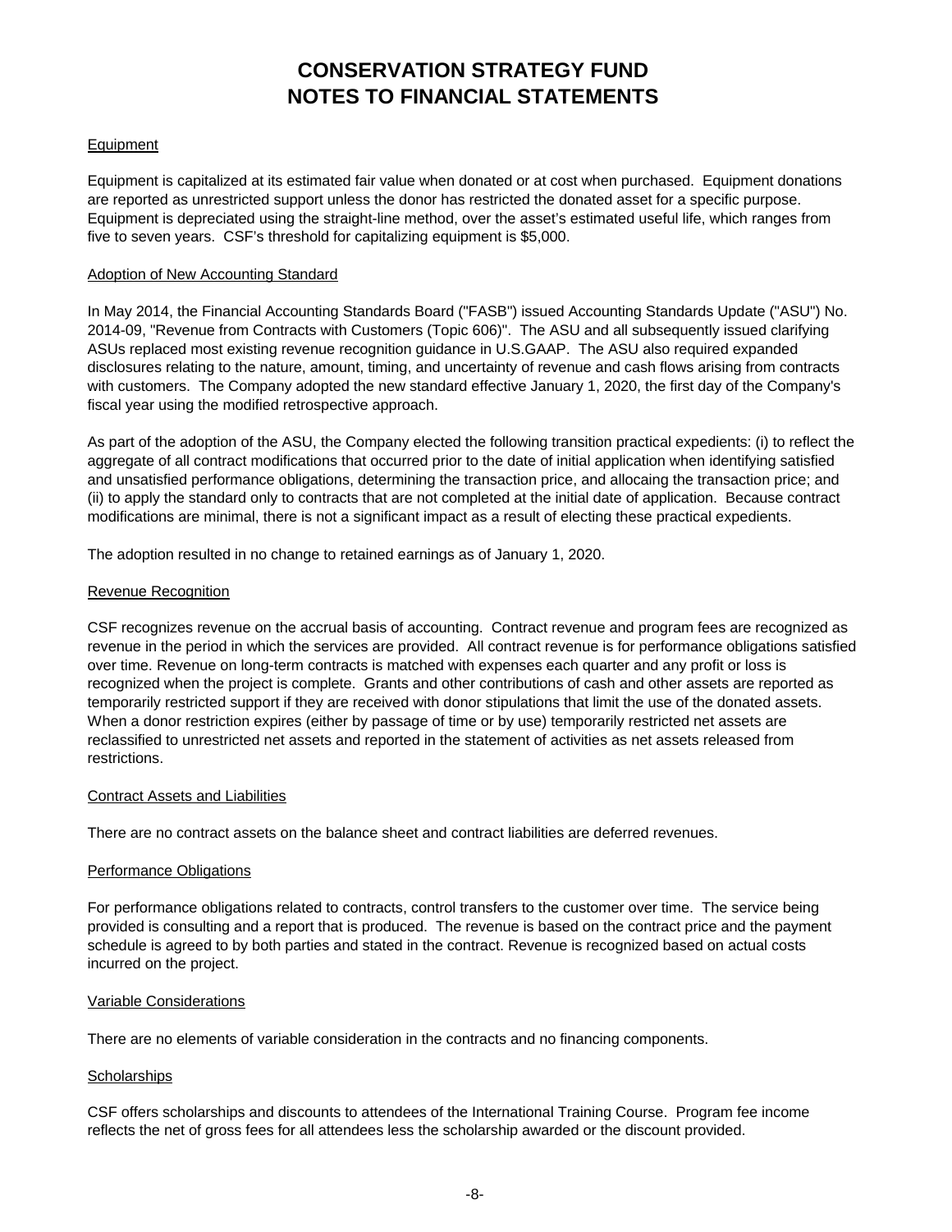# CONSERVATION STRATEGY FUND
# NOTES TO FINANCIAL STATEMENTS

### Equipment

Equipment is capitalized at its estimated fair value when donated or at cost when purchased. Equipment donations are reported as unrestricted support unless the donor has restricted the donated asset for a specific purpose. Equipment is depreciated using the straight-line method, over the asset's estimated useful life, which ranges from five to seven years. CSF's threshold for capitalizing equipment is $5,000.

### Adoption of New Accounting Standard

In May 2014, the Financial Accounting Standards Board ("FASB") issued Accounting Standards Update ("ASU") No. 2014-09, "Revenue from Contracts with Customers (Topic 606)". The ASU and all subsequently issued clarifying ASUs replaced most existing revenue recognition guidance in U.S.GAAP. The ASU also required expanded disclosures relating to the nature, amount, timing, and uncertainty of revenue and cash flows arising from contracts with customers. The Company adopted the new standard effective January 1, 2020, the first day of the Company's fiscal year using the modified retrospective approach.

As part of the adoption of the ASU, the Company elected the following transition practical expedients: (i) to reflect the aggregate of all contract modifications that occurred prior to the date of initial application when identifying satisfied and unsatisfied performance obligations, determining the transaction price, and allocaing the transaction price; and (ii) to apply the standard only to contracts that are not completed at the initial date of application. Because contract modifications are minimal, there is not a significant impact as a result of electing these practical expedients.

The adoption resulted in no change to retained earnings as of January 1, 2020.

### Revenue Recognition

CSF recognizes revenue on the accrual basis of accounting. Contract revenue and program fees are recognized as revenue in the period in which the services are provided. All contract revenue is for performance obligations satisfied over time. Revenue on long-term contracts is matched with expenses each quarter and any profit or loss is recognized when the project is complete. Grants and other contributions of cash and other assets are reported as temporarily restricted support if they are received with donor stipulations that limit the use of the donated assets. When a donor restriction expires (either by passage of time or by use) temporarily restricted net assets are reclassified to unrestricted net assets and reported in the statement of activities as net assets released from restrictions.

### Contract Assets and Liabilities

There are no contract assets on the balance sheet and contract liabilities are deferred revenues.

### Performance Obligations

For performance obligations related to contracts, control transfers to the customer over time. The service being provided is consulting and a report that is produced. The revenue is based on the contract price and the payment schedule is agreed to by both parties and stated in the contract. Revenue is recognized based on actual costs incurred on the project.

### Variable Considerations

There are no elements of variable consideration in the contracts and no financing components.

### Scholarships

CSF offers scholarships and discounts to attendees of the International Training Course. Program fee income reflects the net of gross fees for all attendees less the scholarship awarded or the discount provided.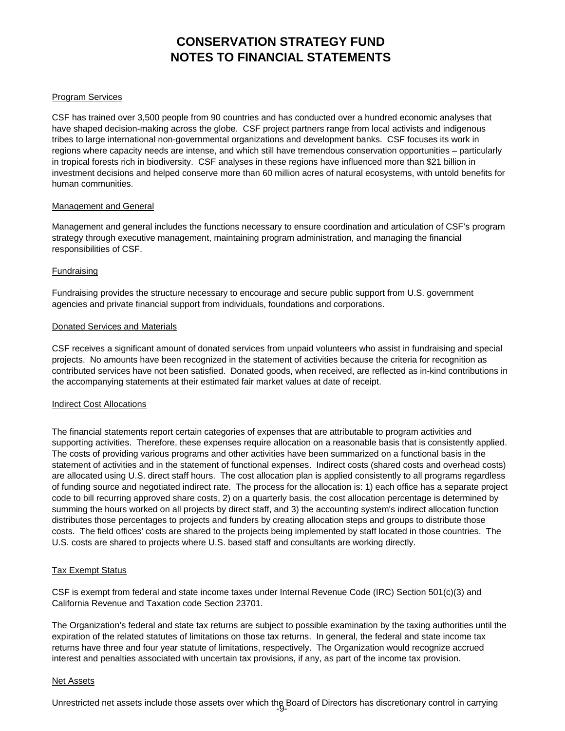# CONSERVATION STRATEGY FUND
# NOTES TO FINANCIAL STATEMENTS

Program Services

CSF has trained over 3,500 people from 90 countries and has conducted over a hundred economic analyses that have shaped decision-making across the globe. CSF project partners range from local activists and indigenous tribes to large international non-governmental organizations and development banks. CSF focuses its work in regions where capacity needs are intense, and which still have tremendous conservation opportunities – particularly in tropical forests rich in biodiversity. CSF analyses in these regions have influenced more than $21 billion in investment decisions and helped conserve more than 60 million acres of natural ecosystems, with untold benefits for human communities.

Management and General

Management and general includes the functions necessary to ensure coordination and articulation of CSF's program strategy through executive management, maintaining program administration, and managing the financial responsibilities of CSF.

Fundraising

Fundraising provides the structure necessary to encourage and secure public support from U.S. government agencies and private financial support from individuals, foundations and corporations.

Donated Services and Materials

CSF receives a significant amount of donated services from unpaid volunteers who assist in fundraising and special projects. No amounts have been recognized in the statement of activities because the criteria for recognition as contributed services have not been satisfied. Donated goods, when received, are reflected as in-kind contributions in the accompanying statements at their estimated fair market values at date of receipt.

Indirect Cost Allocations

The financial statements report certain categories of expenses that are attributable to program activities and supporting activities. Therefore, these expenses require allocation on a reasonable basis that is consistently applied. The costs of providing various programs and other activities have been summarized on a functional basis in the statement of activities and in the statement of functional expenses. Indirect costs (shared costs and overhead costs) are allocated using U.S. direct staff hours. The cost allocation plan is applied consistently to all programs regardless of funding source and negotiated indirect rate. The process for the allocation is: 1) each office has a separate project code to bill recurring approved share costs, 2) on a quarterly basis, the cost allocation percentage is determined by summing the hours worked on all projects by direct staff, and 3) the accounting system's indirect allocation function distributes those percentages to projects and funders by creating allocation steps and groups to distribute those costs. The field offices' costs are shared to the projects being implemented by staff located in those countries. The U.S. costs are shared to projects where U.S. based staff and consultants are working directly.

Tax Exempt Status

CSF is exempt from federal and state income taxes under Internal Revenue Code (IRC) Section 501(c)(3) and California Revenue and Taxation code Section 23701.

The Organization's federal and state tax returns are subject to possible examination by the taxing authorities until the expiration of the related statutes of limitations on those tax returns. In general, the federal and state income tax returns have three and four year statute of limitations, respectively. The Organization would recognize accrued interest and penalties associated with uncertain tax provisions, if any, as part of the income tax provision.

Net Assets

Unrestricted net assets include those assets over which the Board of Directors has discretionary control in carrying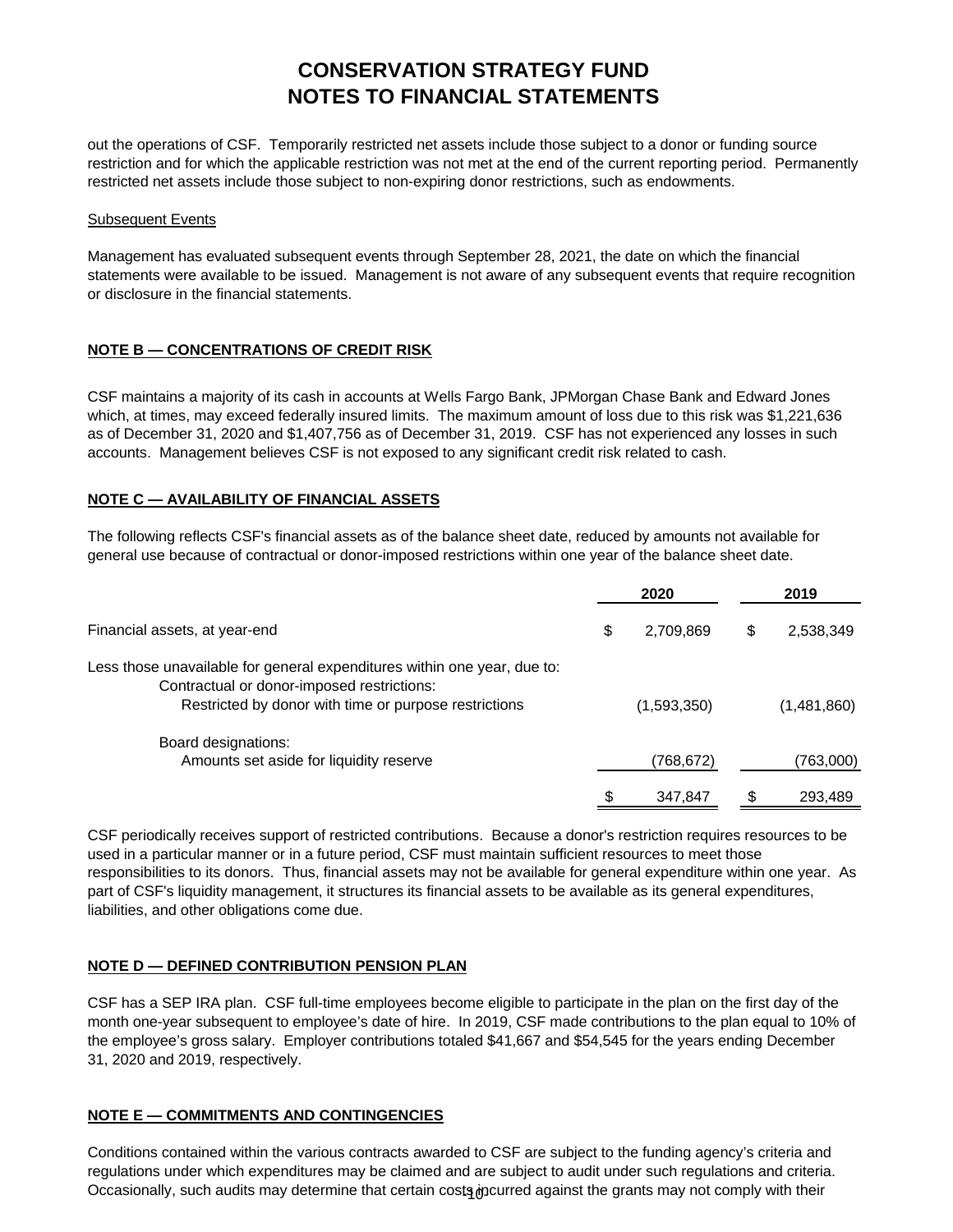# CONSERVATION STRATEGY FUND
# NOTES TO FINANCIAL STATEMENTS

out the operations of CSF. Temporarily restricted net assets include those subject to a donor or funding source restriction and for which the applicable restriction was not met at the end of the current reporting period. Permanently restricted net assets include those subject to non-expiring donor restrictions, such as endowments.

Subsequent Events

Management has evaluated subsequent events through September 28, 2021, the date on which the financial statements were available to be issued. Management is not aware of any subsequent events that require recognition or disclosure in the financial statements.

## NOTE B — CONCENTRATIONS OF CREDIT RISK

CSF maintains a majority of its cash in accounts at Wells Fargo Bank, JPMorgan Chase Bank and Edward Jones which, at times, may exceed federally insured limits. The maximum amount of loss due to this risk was $1,221,636 as of December 31, 2020 and $1,407,756 as of December 31, 2019. CSF has not experienced any losses in such accounts. Management believes CSF is not exposed to any significant credit risk related to cash.

## NOTE C — AVAILABILITY OF FINANCIAL ASSETS

The following reflects CSF's financial assets as of the balance sheet date, reduced by amounts not available for general use because of contractual or donor-imposed restrictions within one year of the balance sheet date.

| | 2020 | 2019 |
|---|---|---|
| Financial assets, at year-end | $ 2,709,869 | $ 2,538,349 |
| Less those unavailable for general expenditures within one year, due to: | | |
| Contractual or donor-imposed restrictions: | | |
| Restricted by donor with time or purpose restrictions | (1,593,350) | (1,481,860) |
| Board designations: | | |
| Amounts set aside for liquidity reserve | (768,672) | (763,000) |
| | $ 347,847 | $ 293,489 |

CSF periodically receives support of restricted contributions. Because a donor's restriction requires resources to be used in a particular manner or in a future period, CSF must maintain sufficient resources to meet those responsibilities to its donors. Thus, financial assets may not be available for general expenditure within one year. As part of CSF's liquidity management, it structures its financial assets to be available as its general expenditures, liabilities, and other obligations come due.

## NOTE D — DEFINED CONTRIBUTION PENSION PLAN

CSF has a SEP IRA plan. CSF full-time employees become eligible to participate in the plan on the first day of the month one-year subsequent to employee's date of hire. In 2019, CSF made contributions to the plan equal to 10% of the employee's gross salary. Employer contributions totaled $41,667 and $54,545 for the years ending December 31, 2020 and 2019, respectively.

## NOTE E — COMMITMENTS AND CONTINGENCIES

Conditions contained within the various contracts awarded to CSF are subject to the funding agency's criteria and regulations under which expenditures may be claimed and are subject to audit under such regulations and criteria. Occasionally, such audits may determine that certain costs incurred against the grants may not comply with their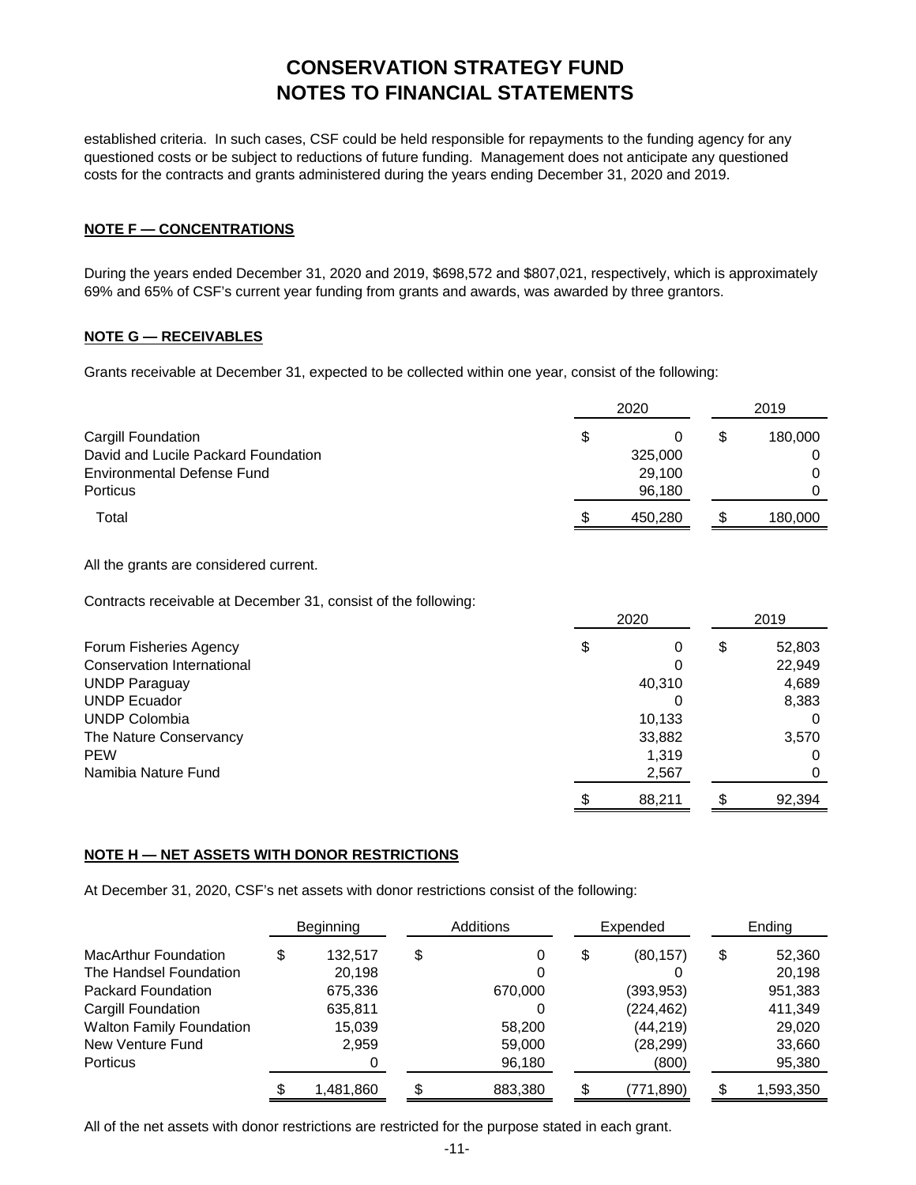# CONSERVATION STRATEGY FUND
# NOTES TO FINANCIAL STATEMENTS

established criteria. In such cases, CSF could be held responsible for repayments to the funding agency for any questioned costs or be subject to reductions of future funding. Management does not anticipate any questioned costs for the contracts and grants administered during the years ending December 31, 2020 and 2019.

## NOTE F — CONCENTRATIONS

During the years ended December 31, 2020 and 2019, $698,572 and $807,021, respectively, which is approximately 69% and 65% of CSF's current year funding from grants and awards, was awarded by three grantors.

## NOTE G — RECEIVABLES

Grants receivable at December 31, expected to be collected within one year, consist of the following:

| | 2020 | 2019 |
|---|---|---|
| Cargill Foundation | $ 0 | $ 180,000 |
| David and Lucile Packard Foundation | 325,000 | 0 |
| Environmental Defense Fund | 29,100 | 0 |
| Porticus | 96,180 | 0 |
| Total | $ 450,280 | $ 180,000 |

All the grants are considered current.

Contracts receivable at December 31, consist of the following:

| | 2020 | 2019 |
|---|---|---|
| Forum Fisheries Agency | $ 0 | $ 52,803 |
| Conservation International | 0 | 22,949 |
| UNDP Paraguay | 40,310 | 4,689 |
| UNDP Ecuador | 0 | 8,383 |
| UNDP Colombia | 10,133 | 0 |
| The Nature Conservancy | 33,882 | 3,570 |
| PEW | 1,319 | 0 |
| Namibia Nature Fund | 2,567 | 0 |
| | $ 88,211 | $ 92,394 |

## NOTE H — NET ASSETS WITH DONOR RESTRICTIONS

At December 31, 2020, CSF's net assets with donor restrictions consist of the following:

| | Beginning | Additions | Expended | Ending |
|---|---|---|---|---|
| MacArthur Foundation | $ 132,517 | $ 0 | $ (80,157) | $ 52,360 |
| The Handsel Foundation | 20,198 | 0 | 0 | 20,198 |
| Packard Foundation | 675,336 | 670,000 | (393,953) | 951,383 |
| Cargill Foundation | 635,811 | 0 | (224,462) | 411,349 |
| Walton Family Foundation | 15,039 | 58,200 | (44,219) | 29,020 |
| New Venture Fund | 2,959 | 59,000 | (28,299) | 33,660 |
| Porticus | 0 | 96,180 | (800) | 95,380 |
| | $ 1,481,860 | $ 883,380 | $ (771,890) | $ 1,593,350 |

All of the net assets with donor restrictions are restricted for the purpose stated in each grant.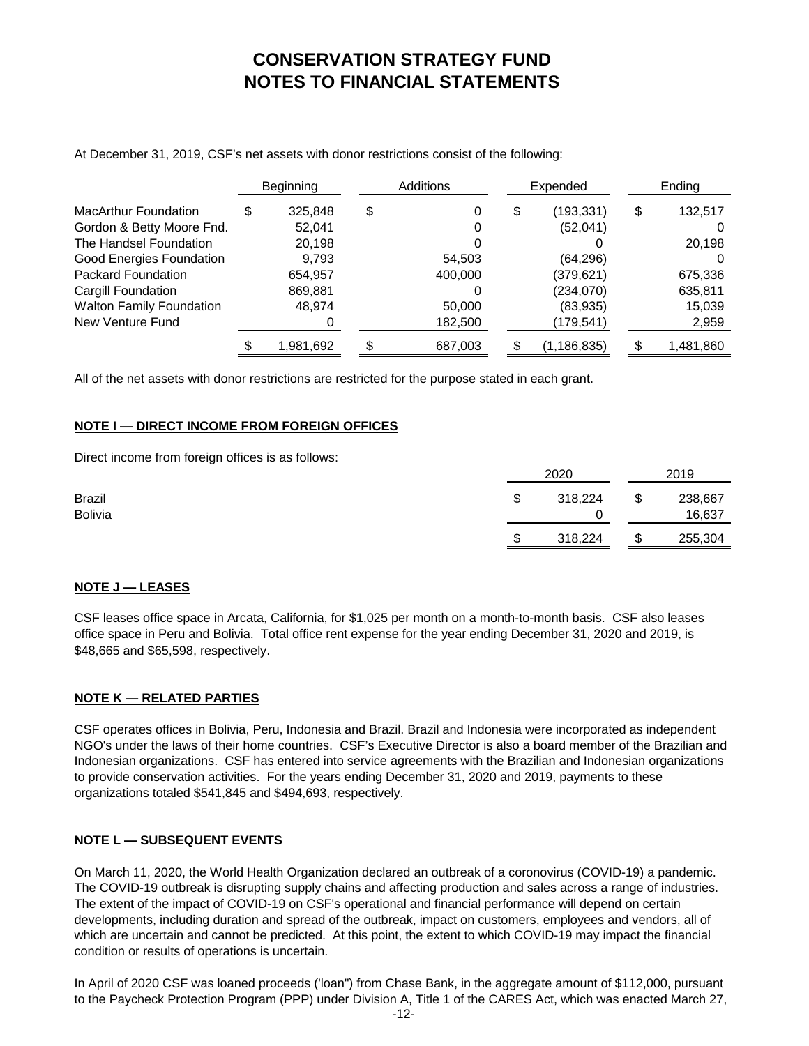# CONSERVATION STRATEGY FUND
# NOTES TO FINANCIAL STATEMENTS

At December 31, 2019, CSF's net assets with donor restrictions consist of the following:

| | Beginning | Additions | Expended | Ending |
|---|---|---|---|---|
| MacArthur Foundation | $ 325,848 | $ 0 | $ (193,331) | $ 132,517 |
| Gordon & Betty Moore Fnd. | 52,041 | 0 | (52,041) | 0 |
| The Handsel Foundation | 20,198 | 0 | 0 | 20,198 |
| Good Energies Foundation | 9,793 | 54,503 | (64,296) | 0 |
| Packard Foundation | 654,957 | 400,000 | (379,621) | 675,336 |
| Cargill Foundation | 869,881 | 0 | (234,070) | 635,811 |
| Walton Family Foundation | 48,974 | 50,000 | (83,935) | 15,039 |
| New Venture Fund | 0 | 182,500 | (179,541) | 2,959 |
| | $ 1,981,692 | $ 687,003 | $ (1,186,835) | $ 1,481,860 |

All of the net assets with donor restrictions are restricted for the purpose stated in each grant.

## NOTE I — DIRECT INCOME FROM FOREIGN OFFICES

Direct income from foreign offices is as follows:

| | 2020 | 2019 |
|---|---|---|
| Brazil | $ 318,224 | $ 238,667 |
| Bolivia | 0 | 16,637 |
| | $ 318,224 | $ 255,304 |

## NOTE J — LEASES

CSF leases office space in Arcata, California, for $1,025 per month on a month-to-month basis. CSF also leases office space in Peru and Bolivia. Total office rent expense for the year ending December 31, 2020 and 2019, is $48,665 and $65,598, respectively.

## NOTE K — RELATED PARTIES

CSF operates offices in Bolivia, Peru, Indonesia and Brazil. Brazil and Indonesia were incorporated as independent NGO's under the laws of their home countries. CSF's Executive Director is also a board member of the Brazilian and Indonesian organizations. CSF has entered into service agreements with the Brazilian and Indonesian organizations to provide conservation activities. For the years ending December 31, 2020 and 2019, payments to these organizations totaled $541,845 and $494,693, respectively.

## NOTE L — SUBSEQUENT EVENTS

On March 11, 2020, the World Health Organization declared an outbreak of a coronovirus (COVID-19) a pandemic. The COVID-19 outbreak is disrupting supply chains and affecting production and sales across a range of industries. The extent of the impact of COVID-19 on CSF's operational and financial performance will depend on certain developments, including duration and spread of the outbreak, impact on customers, employees and vendors, all of which are uncertain and cannot be predicted. At this point, the extent to which COVID-19 may impact the financial condition or results of operations is uncertain.

In April of 2020 CSF was loaned proceeds ('loan") from Chase Bank, in the aggregate amount of $112,000, pursuant to the Paycheck Protection Program (PPP) under Division A, Title 1 of the CARES Act, which was enacted March 27,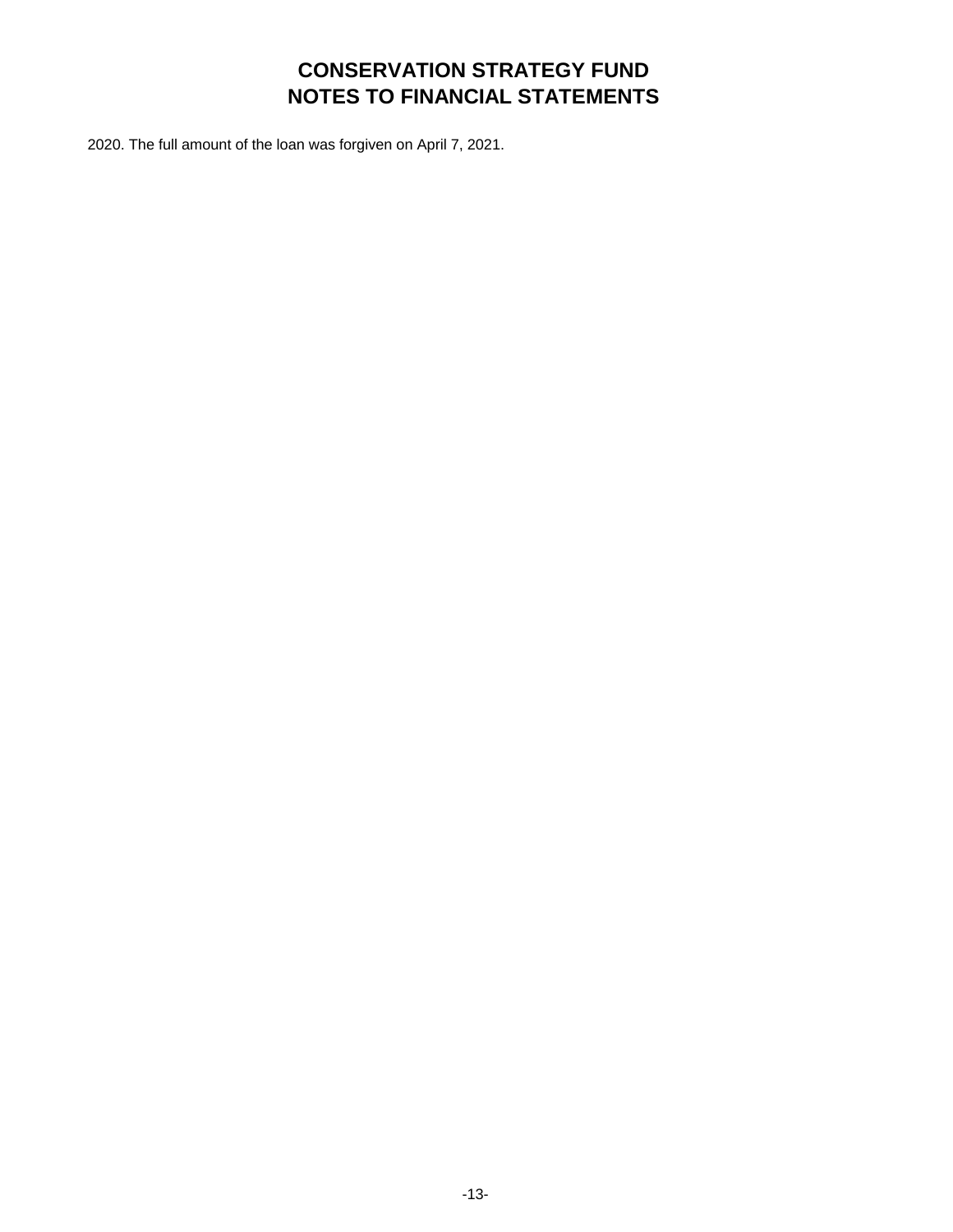2020. The full amount of the loan was forgiven on April 7, 2021.